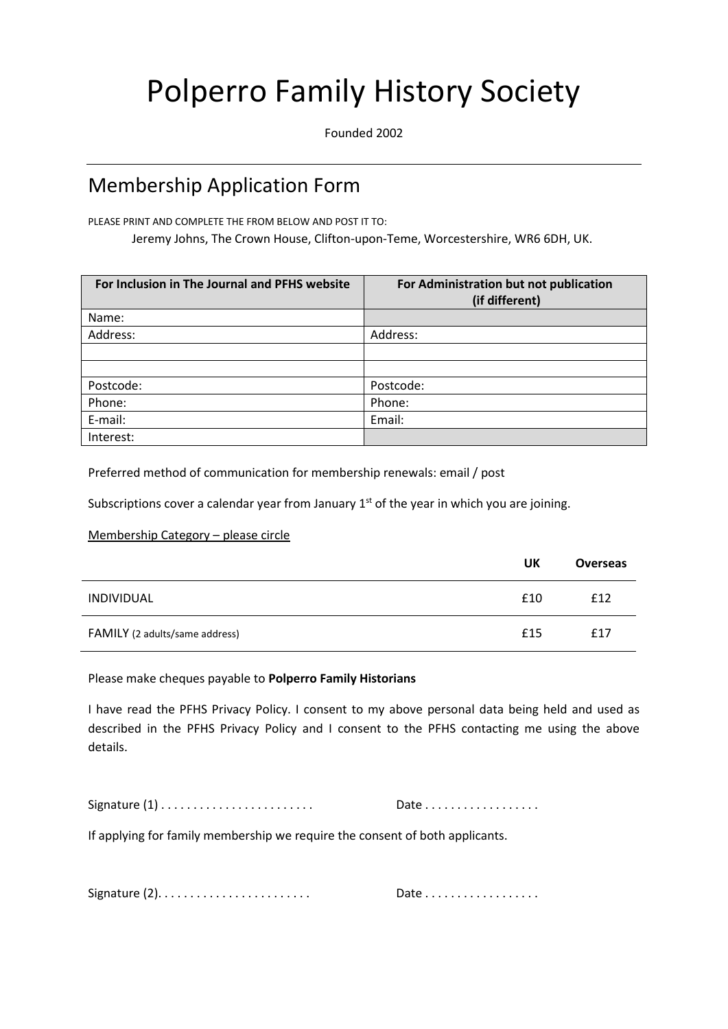# Polperro Family History Society

Founded 2002

---

## Membership Application Form

PLEASE PRINT AND COMPLETE THE FROM BELOW AND POST IT TO:

Jeremy Johns, The Crown House, Clifton-upon-Teme, Worcestershire, WR6 6DH, UK.

| For Inclusion in The Journal and PFHS website | For Administration but not publication (if different) |
|---|---|
| Name: | |
| Address: | Address: |
| | |
| | |
| Postcode: | Postcode: |
| Phone: | Phone: |
| E-mail: | Email: |
| Interest: | |

Preferred method of communication for membership renewals: email / post

Subscriptions cover a calendar year from January 1st of the year in which you are joining.

Membership Category – please circle

| | UK | Overseas |
|---|---|---|
| INDIVIDUAL | £10 | £12 |
| FAMILY (2 adults/same address) | £15 | £17 |

Please make cheques payable to **Polperro Family Historians**

I have read the PFHS Privacy Policy. I consent to my above personal data being held and used as described in the PFHS Privacy Policy and I consent to the PFHS contacting me using the above details.

Signature (1) . . . . . . . . . . . . . . . . . . . . . . . . Date . . . . . . . . . . . . . . . . . .

If applying for family membership we require the consent of both applicants.

Signature (2). . . . . . . . . . . . . . . . . . . . . . . . Date . . . . . . . . . . . . . . . . . .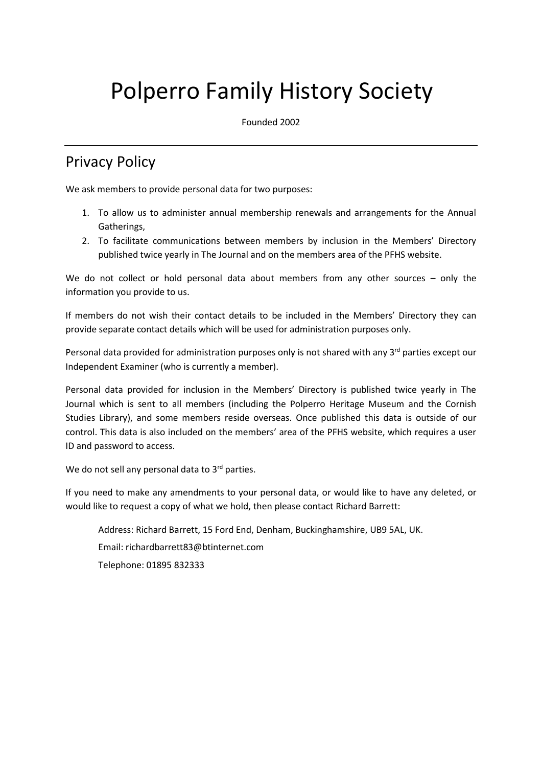# Polperro Family History Society

Founded 2002

---

## Privacy Policy

We ask members to provide personal data for two purposes:

1. To allow us to administer annual membership renewals and arrangements for the Annual Gatherings,
2. To facilitate communications between members by inclusion in the Members' Directory published twice yearly in The Journal and on the members area of the PFHS website.

We do not collect or hold personal data about members from any other sources – only the information you provide to us.

If members do not wish their contact details to be included in the Members' Directory they can provide separate contact details which will be used for administration purposes only.

Personal data provided for administration purposes only is not shared with any 3rd parties except our Independent Examiner (who is currently a member).

Personal data provided for inclusion in the Members' Directory is published twice yearly in The Journal which is sent to all members (including the Polperro Heritage Museum and the Cornish Studies Library), and some members reside overseas. Once published this data is outside of our control. This data is also included on the members' area of the PFHS website, which requires a user ID and password to access.

We do not sell any personal data to 3rd parties.

If you need to make any amendments to your personal data, or would like to have any deleted, or would like to request a copy of what we hold, then please contact Richard Barrett:

Address: Richard Barrett, 15 Ford End, Denham, Buckinghamshire, UB9 5AL, UK.

Email: richardbarrett83@btinternet.com

Telephone: 01895 832333